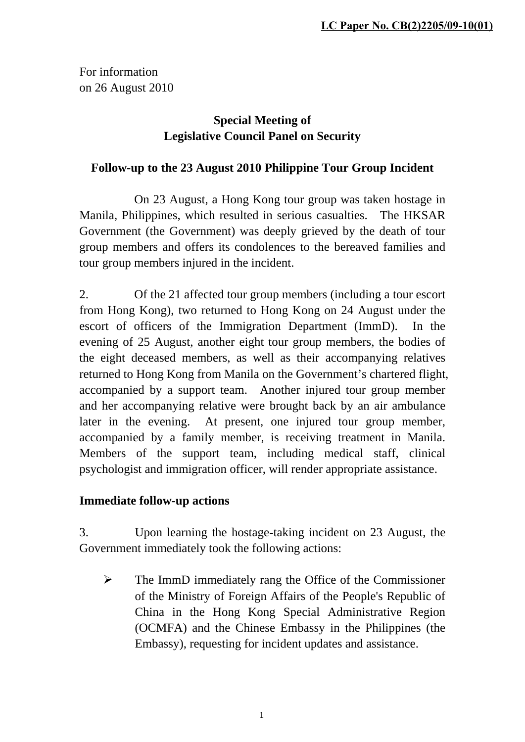**LC Paper No. CB(2)2205/09-10(01)**

For information
on 26 August 2010

**Special Meeting of**
**Legislative Council Panel on Security**

**Follow-up to the 23 August 2010 Philippine Tour Group Incident**

On 23 August, a Hong Kong tour group was taken hostage in Manila, Philippines, which resulted in serious casualties. The HKSAR Government (the Government) was deeply grieved by the death of tour group members and offers its condolences to the bereaved families and tour group members injured in the incident.

2. Of the 21 affected tour group members (including a tour escort from Hong Kong), two returned to Hong Kong on 24 August under the escort of officers of the Immigration Department (ImmD). In the evening of 25 August, another eight tour group members, the bodies of the eight deceased members, as well as their accompanying relatives returned to Hong Kong from Manila on the Government's chartered flight, accompanied by a support team. Another injured tour group member and her accompanying relative were brought back by an air ambulance later in the evening. At present, one injured tour group member, accompanied by a family member, is receiving treatment in Manila. Members of the support team, including medical staff, clinical psychologist and immigration officer, will render appropriate assistance.

**Immediate follow-up actions**

3. Upon learning the hostage-taking incident on 23 August, the Government immediately took the following actions:

- The ImmD immediately rang the Office of the Commissioner of the Ministry of Foreign Affairs of the People's Republic of China in the Hong Kong Special Administrative Region (OCMFA) and the Chinese Embassy in the Philippines (the Embassy), requesting for incident updates and assistance.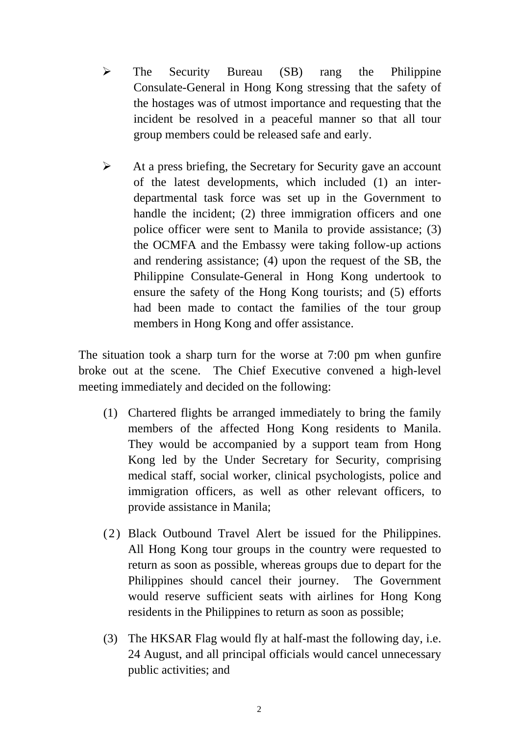- The Security Bureau (SB) rang the Philippine Consulate-General in Hong Kong stressing that the safety of the hostages was of utmost importance and requesting that the incident be resolved in a peaceful manner so that all tour group members could be released safe and early.

- At a press briefing, the Secretary for Security gave an account of the latest developments, which included (1) an inter-departmental task force was set up in the Government to handle the incident; (2) three immigration officers and one police officer were sent to Manila to provide assistance; (3) the OCMFA and the Embassy were taking follow-up actions and rendering assistance; (4) upon the request of the SB, the Philippine Consulate-General in Hong Kong undertook to ensure the safety of the Hong Kong tourists; and (5) efforts had been made to contact the families of the tour group members in Hong Kong and offer assistance.

The situation took a sharp turn for the worse at 7:00 pm when gunfire broke out at the scene. The Chief Executive convened a high-level meeting immediately and decided on the following:

(1) Chartered flights be arranged immediately to bring the family members of the affected Hong Kong residents to Manila. They would be accompanied by a support team from Hong Kong led by the Under Secretary for Security, comprising medical staff, social worker, clinical psychologists, police and immigration officers, as well as other relevant officers, to provide assistance in Manila;

(2) Black Outbound Travel Alert be issued for the Philippines. All Hong Kong tour groups in the country were requested to return as soon as possible, whereas groups due to depart for the Philippines should cancel their journey. The Government would reserve sufficient seats with airlines for Hong Kong residents in the Philippines to return as soon as possible;

(3) The HKSAR Flag would fly at half-mast the following day, i.e. 24 August, and all principal officials would cancel unnecessary public activities; and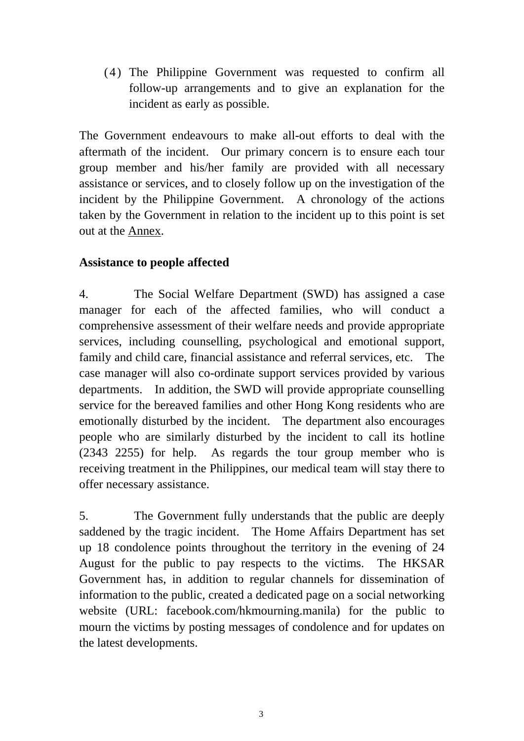(4) The Philippine Government was requested to confirm all follow-up arrangements and to give an explanation for the incident as early as possible.

The Government endeavours to make all-out efforts to deal with the aftermath of the incident. Our primary concern is to ensure each tour group member and his/her family are provided with all necessary assistance or services, and to closely follow up on the investigation of the incident by the Philippine Government. A chronology of the actions taken by the Government in relation to the incident up to this point is set out at the Annex.

**Assistance to people affected**

4. The Social Welfare Department (SWD) has assigned a case manager for each of the affected families, who will conduct a comprehensive assessment of their welfare needs and provide appropriate services, including counselling, psychological and emotional support, family and child care, financial assistance and referral services, etc. The case manager will also co-ordinate support services provided by various departments. In addition, the SWD will provide appropriate counselling service for the bereaved families and other Hong Kong residents who are emotionally disturbed by the incident. The department also encourages people who are similarly disturbed by the incident to call its hotline (2343 2255) for help. As regards the tour group member who is receiving treatment in the Philippines, our medical team will stay there to offer necessary assistance.

5. The Government fully understands that the public are deeply saddened by the tragic incident. The Home Affairs Department has set up 18 condolence points throughout the territory in the evening of 24 August for the public to pay respects to the victims. The HKSAR Government has, in addition to regular channels for dissemination of information to the public, created a dedicated page on a social networking website (URL: facebook.com/hkmourning.manila) for the public to mourn the victims by posting messages of condolence and for updates on the latest developments.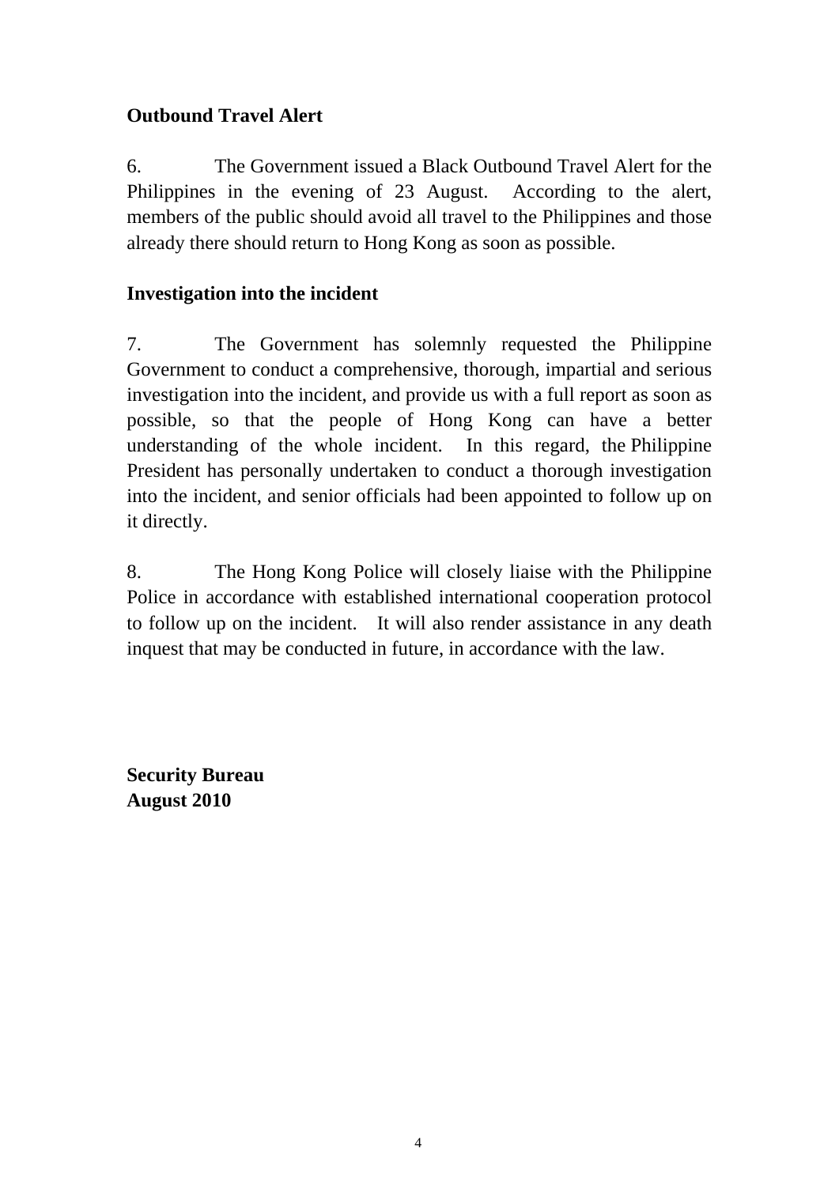**Outbound Travel Alert**

6. The Government issued a Black Outbound Travel Alert for the Philippines in the evening of 23 August. According to the alert, members of the public should avoid all travel to the Philippines and those already there should return to Hong Kong as soon as possible.

**Investigation into the incident**

7. The Government has solemnly requested the Philippine Government to conduct a comprehensive, thorough, impartial and serious investigation into the incident, and provide us with a full report as soon as possible, so that the people of Hong Kong can have a better understanding of the whole incident. In this regard, the Philippine President has personally undertaken to conduct a thorough investigation into the incident, and senior officials had been appointed to follow up on it directly.

8. The Hong Kong Police will closely liaise with the Philippine Police in accordance with established international cooperation protocol to follow up on the incident. It will also render assistance in any death inquest that may be conducted in future, in accordance with the law.

**Security Bureau**
**August 2010**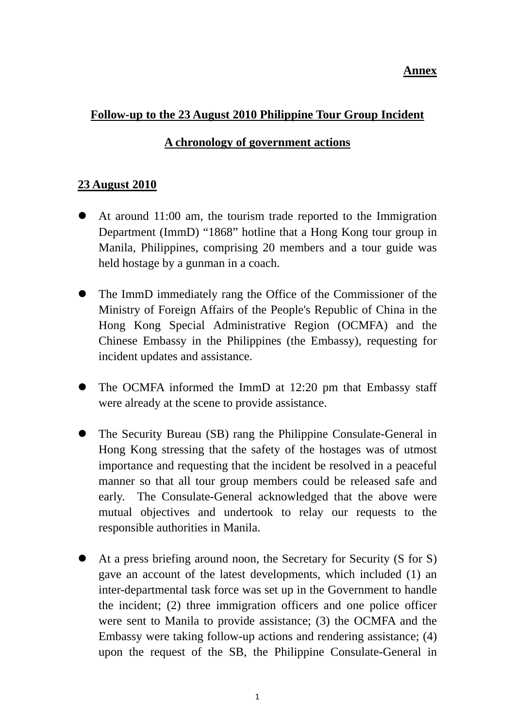**Annex**

## Follow-up to the 23 August 2010 Philippine Tour Group Incident

## A chronology of government actions

### 23 August 2010

- At around 11:00 am, the tourism trade reported to the Immigration Department (ImmD) "1868" hotline that a Hong Kong tour group in Manila, Philippines, comprising 20 members and a tour guide was held hostage by a gunman in a coach.

- The ImmD immediately rang the Office of the Commissioner of the Ministry of Foreign Affairs of the People's Republic of China in the Hong Kong Special Administrative Region (OCMFA) and the Chinese Embassy in the Philippines (the Embassy), requesting for incident updates and assistance.

- The OCMFA informed the ImmD at 12:20 pm that Embassy staff were already at the scene to provide assistance.

- The Security Bureau (SB) rang the Philippine Consulate-General in Hong Kong stressing that the safety of the hostages was of utmost importance and requesting that the incident be resolved in a peaceful manner so that all tour group members could be released safe and early. The Consulate-General acknowledged that the above were mutual objectives and undertook to relay our requests to the responsible authorities in Manila.

- At a press briefing around noon, the Secretary for Security (S for S) gave an account of the latest developments, which included (1) an inter-departmental task force was set up in the Government to handle the incident; (2) three immigration officers and one police officer were sent to Manila to provide assistance; (3) the OCMFA and the Embassy were taking follow-up actions and rendering assistance; (4) upon the request of the SB, the Philippine Consulate-General in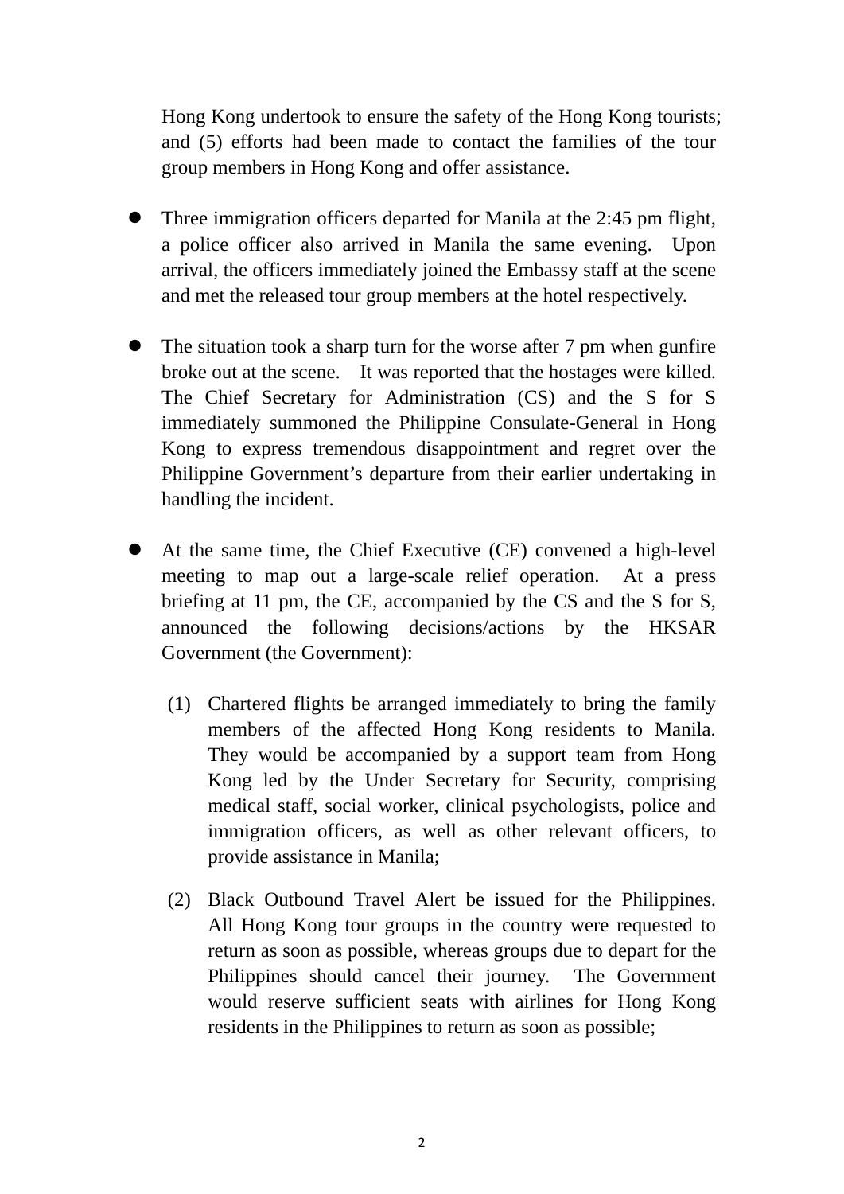Hong Kong undertook to ensure the safety of the Hong Kong tourists; and (5) efforts had been made to contact the families of the tour group members in Hong Kong and offer assistance.

- Three immigration officers departed for Manila at the 2:45 pm flight, a police officer also arrived in Manila the same evening. Upon arrival, the officers immediately joined the Embassy staff at the scene and met the released tour group members at the hotel respectively.

- The situation took a sharp turn for the worse after 7 pm when gunfire broke out at the scene. It was reported that the hostages were killed. The Chief Secretary for Administration (CS) and the S for S immediately summoned the Philippine Consulate-General in Hong Kong to express tremendous disappointment and regret over the Philippine Government's departure from their earlier undertaking in handling the incident.

- At the same time, the Chief Executive (CE) convened a high-level meeting to map out a large-scale relief operation. At a press briefing at 11 pm, the CE, accompanied by the CS and the S for S, announced the following decisions/actions by the HKSAR Government (the Government):

  (1) Chartered flights be arranged immediately to bring the family members of the affected Hong Kong residents to Manila. They would be accompanied by a support team from Hong Kong led by the Under Secretary for Security, comprising medical staff, social worker, clinical psychologists, police and immigration officers, as well as other relevant officers, to provide assistance in Manila;

  (2) Black Outbound Travel Alert be issued for the Philippines. All Hong Kong tour groups in the country were requested to return as soon as possible, whereas groups due to depart for the Philippines should cancel their journey. The Government would reserve sufficient seats with airlines for Hong Kong residents in the Philippines to return as soon as possible;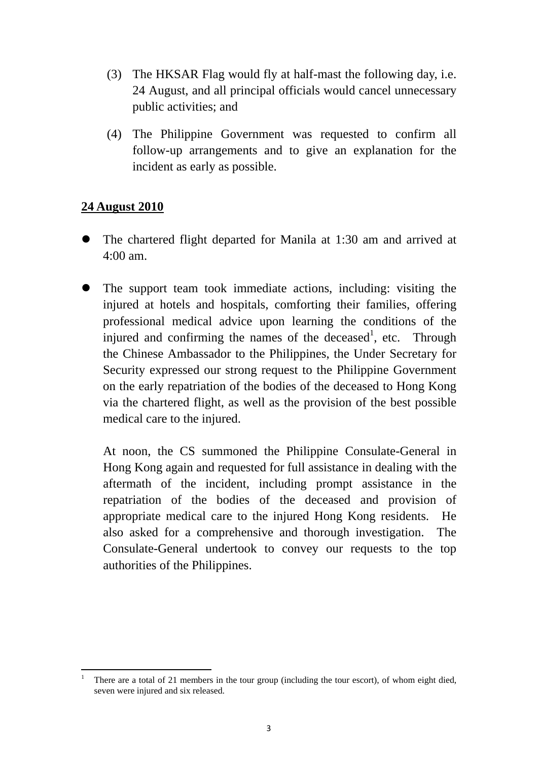(3) The HKSAR Flag would fly at half-mast the following day, i.e. 24 August, and all principal officials would cancel unnecessary public activities; and

(4) The Philippine Government was requested to confirm all follow-up arrangements and to give an explanation for the incident as early as possible.

**24 August 2010**

- The chartered flight departed for Manila at 1:30 am and arrived at 4:00 am.

- The support team took immediate actions, including: visiting the injured at hotels and hospitals, comforting their families, offering professional medical advice upon learning the conditions of the injured and confirming the names of the deceased[1], etc. Through the Chinese Ambassador to the Philippines, the Under Secretary for Security expressed our strong request to the Philippine Government on the early repatriation of the bodies of the deceased to Hong Kong via the chartered flight, as well as the provision of the best possible medical care to the injured.

  At noon, the CS summoned the Philippine Consulate-General in Hong Kong again and requested for full assistance in dealing with the aftermath of the incident, including prompt assistance in the repatriation of the bodies of the deceased and provision of appropriate medical care to the injured Hong Kong residents. He also asked for a comprehensive and thorough investigation. The Consulate-General undertook to convey our requests to the top authorities of the Philippines.

---

[1] There are a total of 21 members in the tour group (including the tour escort), of whom eight died, seven were injured and six released.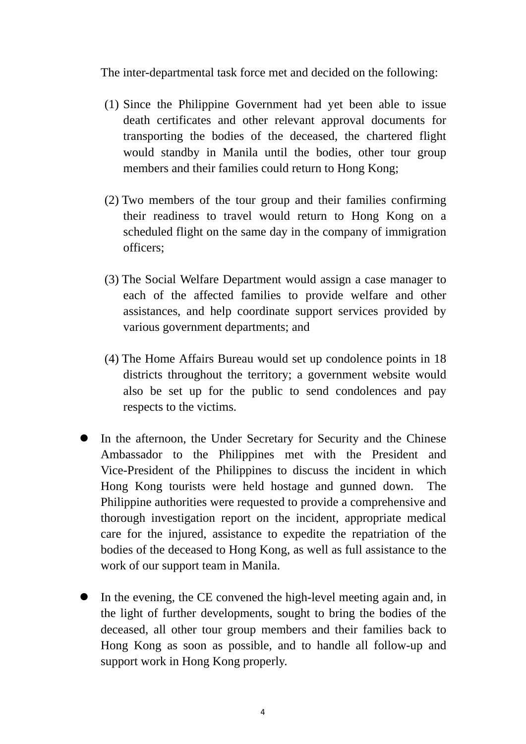The inter-departmental task force met and decided on the following:

(1) Since the Philippine Government had yet been able to issue death certificates and other relevant approval documents for transporting the bodies of the deceased, the chartered flight would standby in Manila until the bodies, other tour group members and their families could return to Hong Kong;

(2) Two members of the tour group and their families confirming their readiness to travel would return to Hong Kong on a scheduled flight on the same day in the company of immigration officers;

(3) The Social Welfare Department would assign a case manager to each of the affected families to provide welfare and other assistances, and help coordinate support services provided by various government departments; and

(4) The Home Affairs Bureau would set up condolence points in 18 districts throughout the territory; a government website would also be set up for the public to send condolences and pay respects to the victims.

- In the afternoon, the Under Secretary for Security and the Chinese Ambassador to the Philippines met with the President and Vice-President of the Philippines to discuss the incident in which Hong Kong tourists were held hostage and gunned down. The Philippine authorities were requested to provide a comprehensive and thorough investigation report on the incident, appropriate medical care for the injured, assistance to expedite the repatriation of the bodies of the deceased to Hong Kong, as well as full assistance to the work of our support team in Manila.

- In the evening, the CE convened the high-level meeting again and, in the light of further developments, sought to bring the bodies of the deceased, all other tour group members and their families back to Hong Kong as soon as possible, and to handle all follow-up and support work in Hong Kong properly.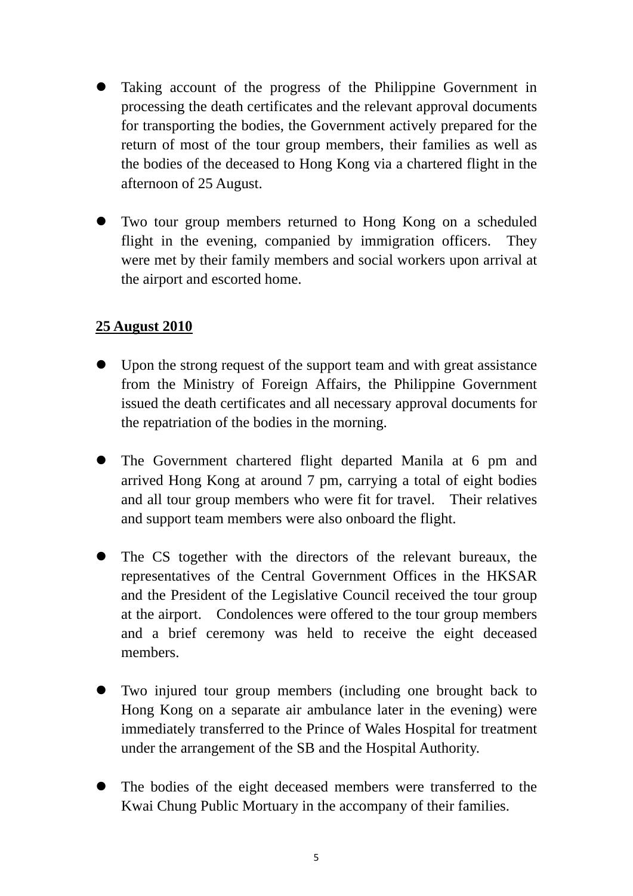- Taking account of the progress of the Philippine Government in processing the death certificates and the relevant approval documents for transporting the bodies, the Government actively prepared for the return of most of the tour group members, their families as well as the bodies of the deceased to Hong Kong via a chartered flight in the afternoon of 25 August.

- Two tour group members returned to Hong Kong on a scheduled flight in the evening, companied by immigration officers. They were met by their family members and social workers upon arrival at the airport and escorted home.

**<u>25 August 2010</u>**

- Upon the strong request of the support team and with great assistance from the Ministry of Foreign Affairs, the Philippine Government issued the death certificates and all necessary approval documents for the repatriation of the bodies in the morning.

- The Government chartered flight departed Manila at 6 pm and arrived Hong Kong at around 7 pm, carrying a total of eight bodies and all tour group members who were fit for travel. Their relatives and support team members were also onboard the flight.

- The CS together with the directors of the relevant bureaux, the representatives of the Central Government Offices in the HKSAR and the President of the Legislative Council received the tour group at the airport. Condolences were offered to the tour group members and a brief ceremony was held to receive the eight deceased members.

- Two injured tour group members (including one brought back to Hong Kong on a separate air ambulance later in the evening) were immediately transferred to the Prince of Wales Hospital for treatment under the arrangement of the SB and the Hospital Authority.

- The bodies of the eight deceased members were transferred to the Kwai Chung Public Mortuary in the accompany of their families.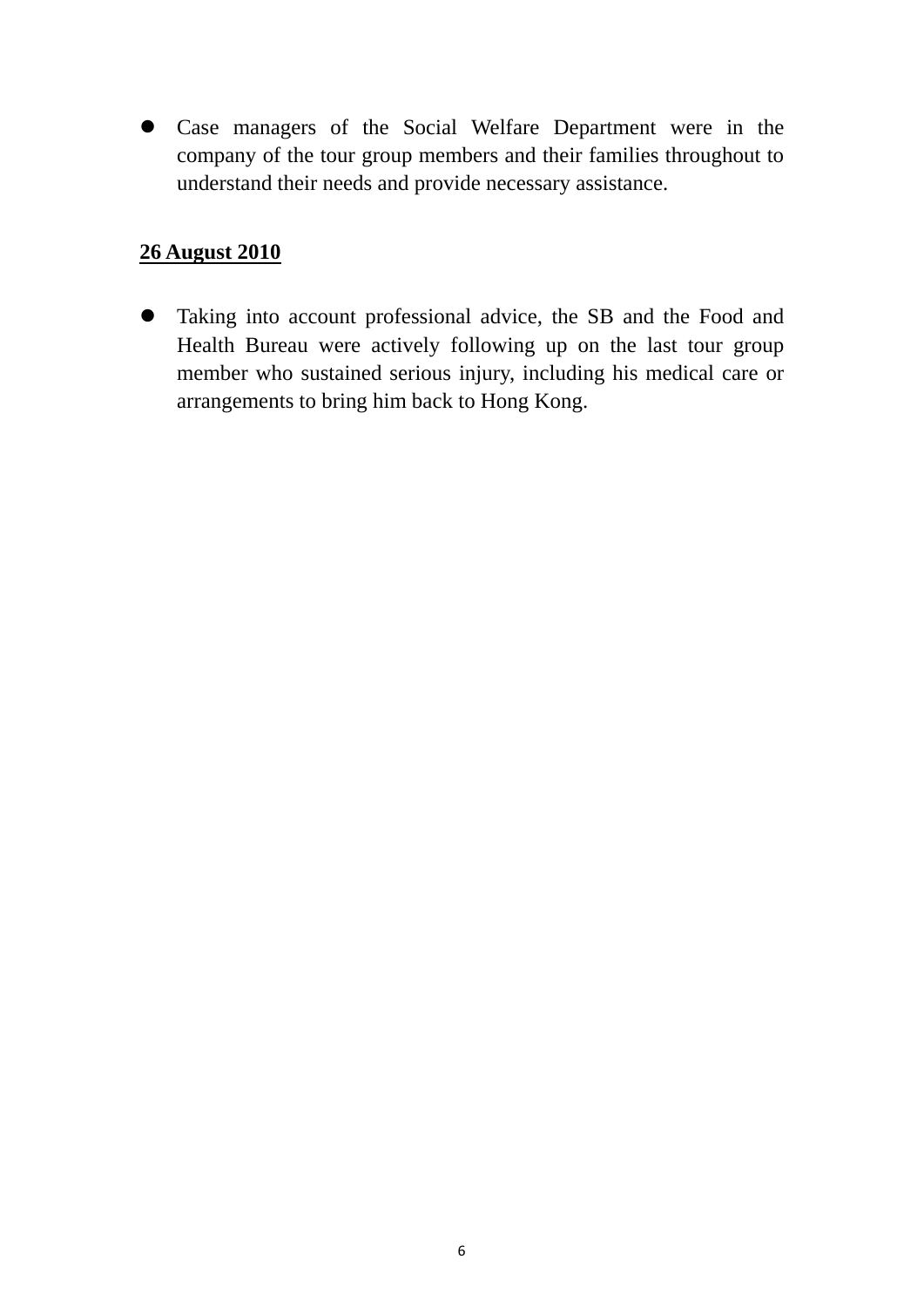- Case managers of the Social Welfare Department were in the company of the tour group members and their families throughout to understand their needs and provide necessary assistance.

**26 August 2010**

- Taking into account professional advice, the SB and the Food and Health Bureau were actively following up on the last tour group member who sustained serious injury, including his medical care or arrangements to bring him back to Hong Kong.